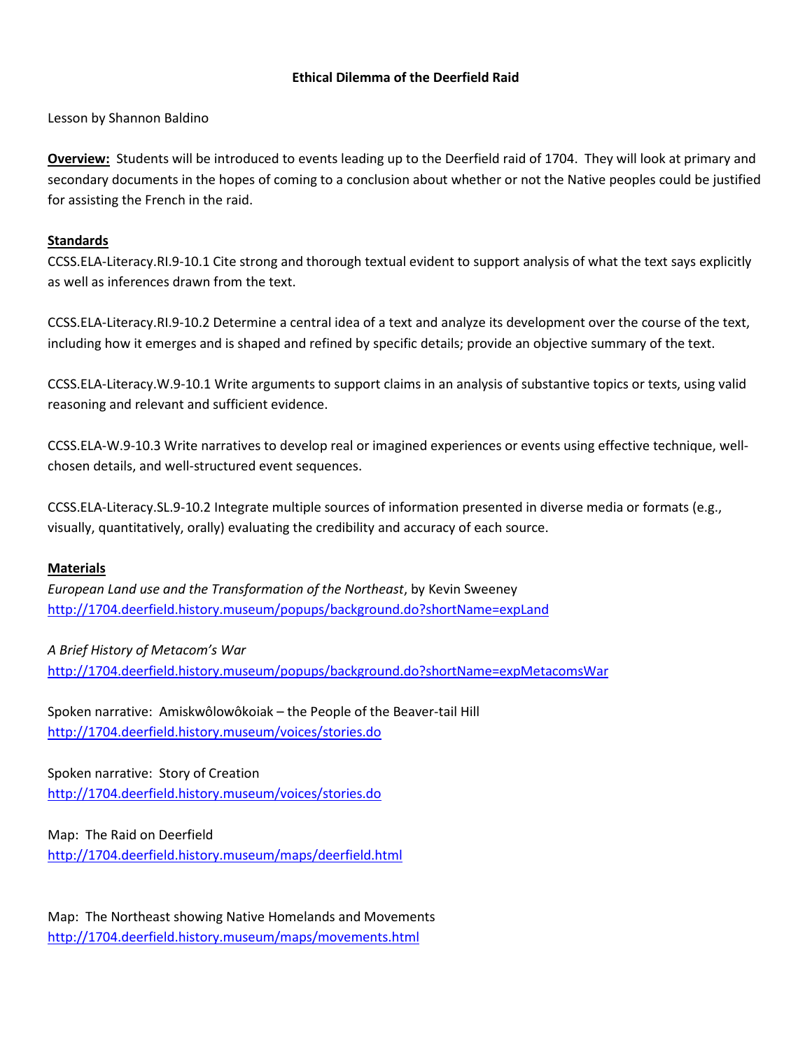**Ethical Dilemma of the Deerfield Raid**

Lesson by Shannon Baldino

**Overview:** Students will be introduced to events leading up to the Deerfield raid of 1704. They will look at primary and secondary documents in the hopes of coming to a conclusion about whether or not the Native peoples could be justified for assisting the French in the raid.

**Standards**

CCSS.ELA-Literacy.RI.9-10.1 Cite strong and thorough textual evident to support analysis of what the text says explicitly as well as inferences drawn from the text.

CCSS.ELA-Literacy.RI.9-10.2 Determine a central idea of a text and analyze its development over the course of the text, including how it emerges and is shaped and refined by specific details; provide an objective summary of the text.

CCSS.ELA-Literacy.W.9-10.1 Write arguments to support claims in an analysis of substantive topics or texts, using valid reasoning and relevant and sufficient evidence.

CCSS.ELA-W.9-10.3 Write narratives to develop real or imagined experiences or events using effective technique, well-chosen details, and well-structured event sequences.

CCSS.ELA-Literacy.SL.9-10.2 Integrate multiple sources of information presented in diverse media or formats (e.g., visually, quantitatively, orally) evaluating the credibility and accuracy of each source.

**Materials**

*European Land use and the Transformation of the Northeast*, by Kevin Sweeney
http://1704.deerfield.history.museum/popups/background.do?shortName=expLand

*A Brief History of Metacom's War*
http://1704.deerfield.history.museum/popups/background.do?shortName=expMetacomsWar

Spoken narrative: Amiskwôlowôkoiak – the People of the Beaver-tail Hill
http://1704.deerfield.history.museum/voices/stories.do

Spoken narrative: Story of Creation
http://1704.deerfield.history.museum/voices/stories.do

Map: The Raid on Deerfield
http://1704.deerfield.history.museum/maps/deerfield.html

Map: The Northeast showing Native Homelands and Movements
http://1704.deerfield.history.museum/maps/movements.html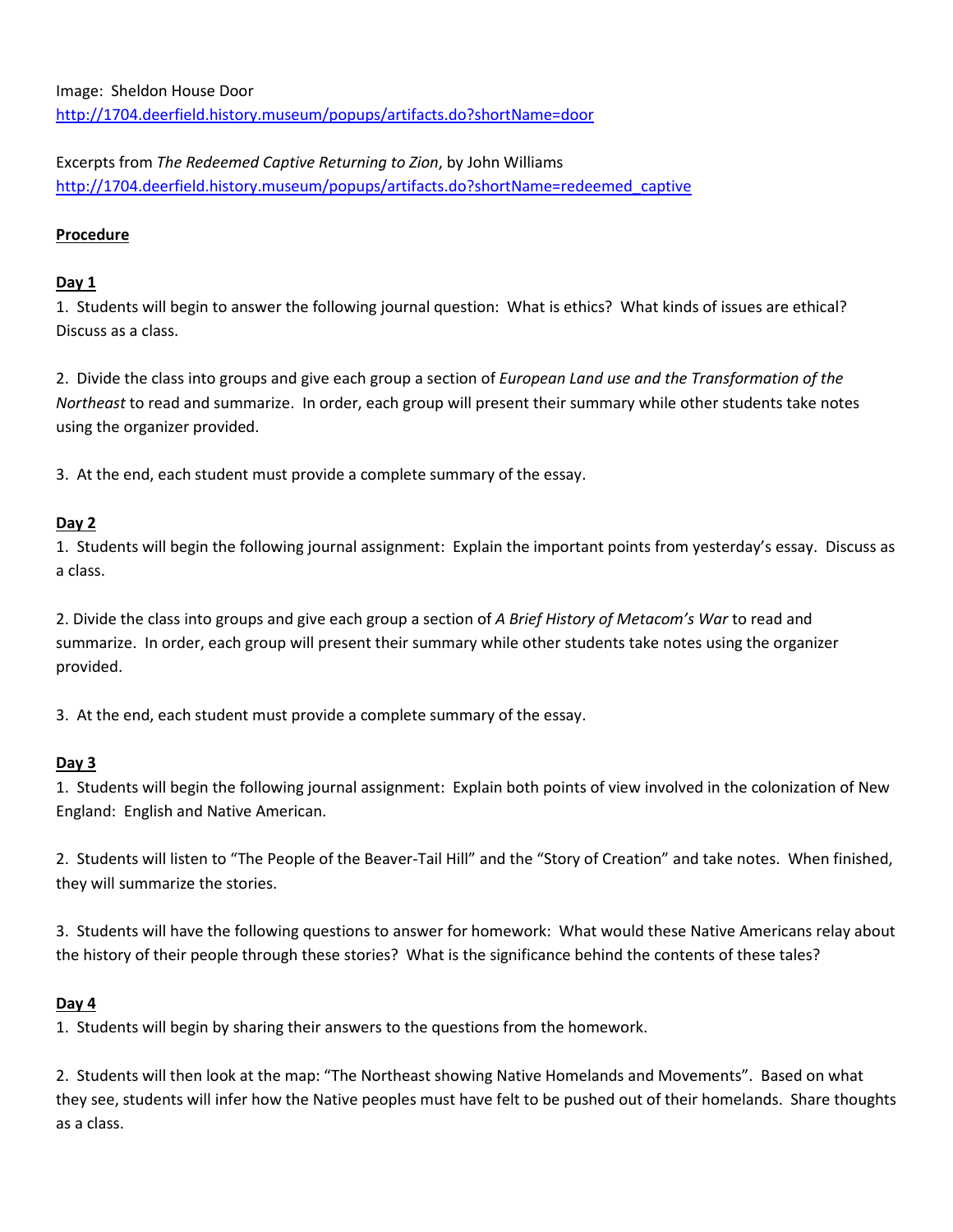Image: Sheldon House Door
http://1704.deerfield.history.museum/popups/artifacts.do?shortName=door

Excerpts from *The Redeemed Captive Returning to Zion*, by John Williams
http://1704.deerfield.history.museum/popups/artifacts.do?shortName=redeemed_captive

**Procedure**

**Day 1**

1. Students will begin to answer the following journal question: What is ethics? What kinds of issues are ethical? Discuss as a class.

2. Divide the class into groups and give each group a section of *European Land use and the Transformation of the Northeast* to read and summarize. In order, each group will present their summary while other students take notes using the organizer provided.

3. At the end, each student must provide a complete summary of the essay.

**Day 2**

1. Students will begin the following journal assignment: Explain the important points from yesterday's essay. Discuss as a class.

2. Divide the class into groups and give each group a section of *A Brief History of Metacom's War* to read and summarize. In order, each group will present their summary while other students take notes using the organizer provided.

3. At the end, each student must provide a complete summary of the essay.

**Day 3**

1. Students will begin the following journal assignment: Explain both points of view involved in the colonization of New England: English and Native American.

2. Students will listen to "The People of the Beaver-Tail Hill" and the "Story of Creation" and take notes. When finished, they will summarize the stories.

3. Students will have the following questions to answer for homework: What would these Native Americans relay about the history of their people through these stories? What is the significance behind the contents of these tales?

**Day 4**

1. Students will begin by sharing their answers to the questions from the homework.

2. Students will then look at the map: "The Northeast showing Native Homelands and Movements". Based on what they see, students will infer how the Native peoples must have felt to be pushed out of their homelands. Share thoughts as a class.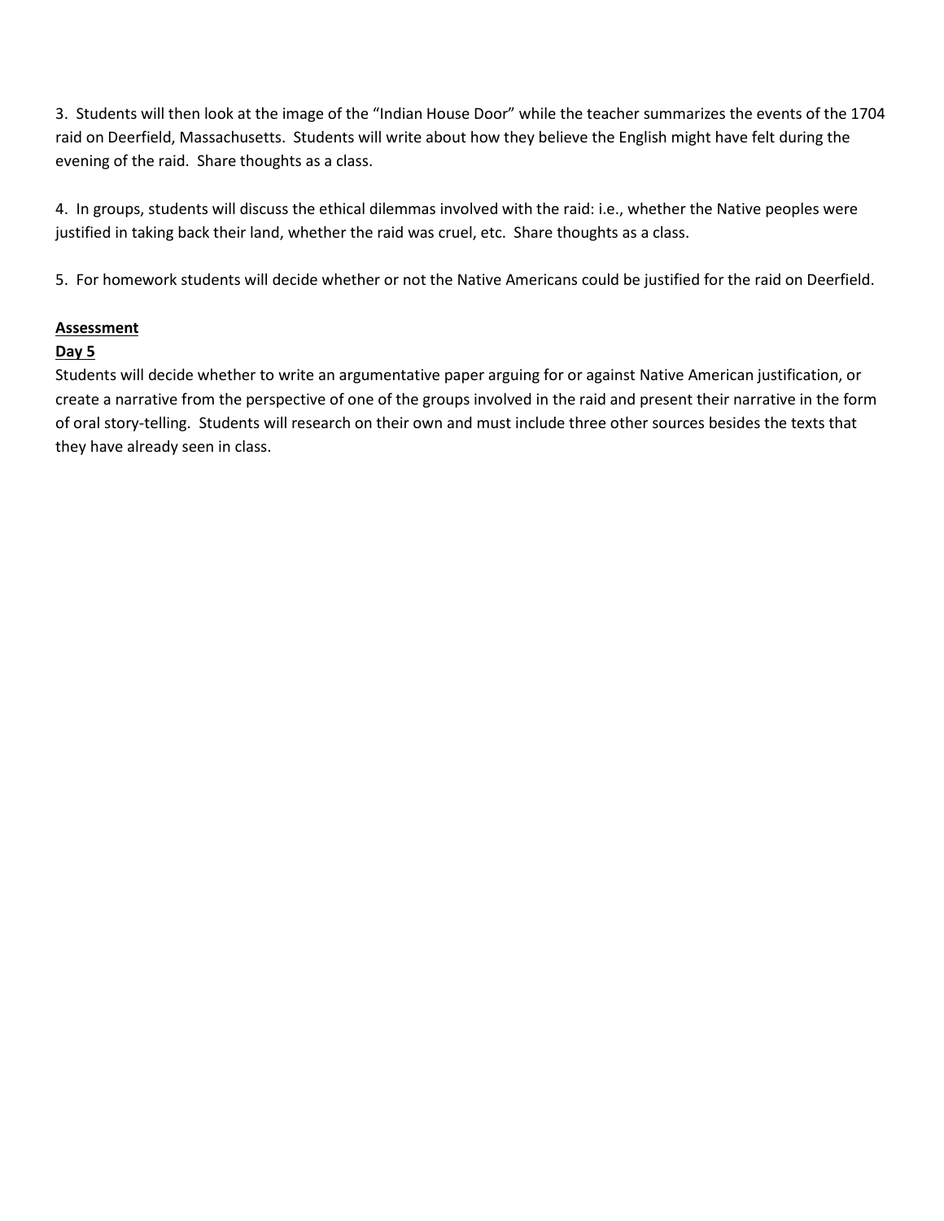3. Students will then look at the image of the "Indian House Door" while the teacher summarizes the events of the 1704 raid on Deerfield, Massachusetts. Students will write about how they believe the English might have felt during the evening of the raid. Share thoughts as a class.

4. In groups, students will discuss the ethical dilemmas involved with the raid: i.e., whether the Native peoples were justified in taking back their land, whether the raid was cruel, etc. Share thoughts as a class.

5. For homework students will decide whether or not the Native Americans could be justified for the raid on Deerfield.

**Assessment**

**Day 5**

Students will decide whether to write an argumentative paper arguing for or against Native American justification, or create a narrative from the perspective of one of the groups involved in the raid and present their narrative in the form of oral story-telling. Students will research on their own and must include three other sources besides the texts that they have already seen in class.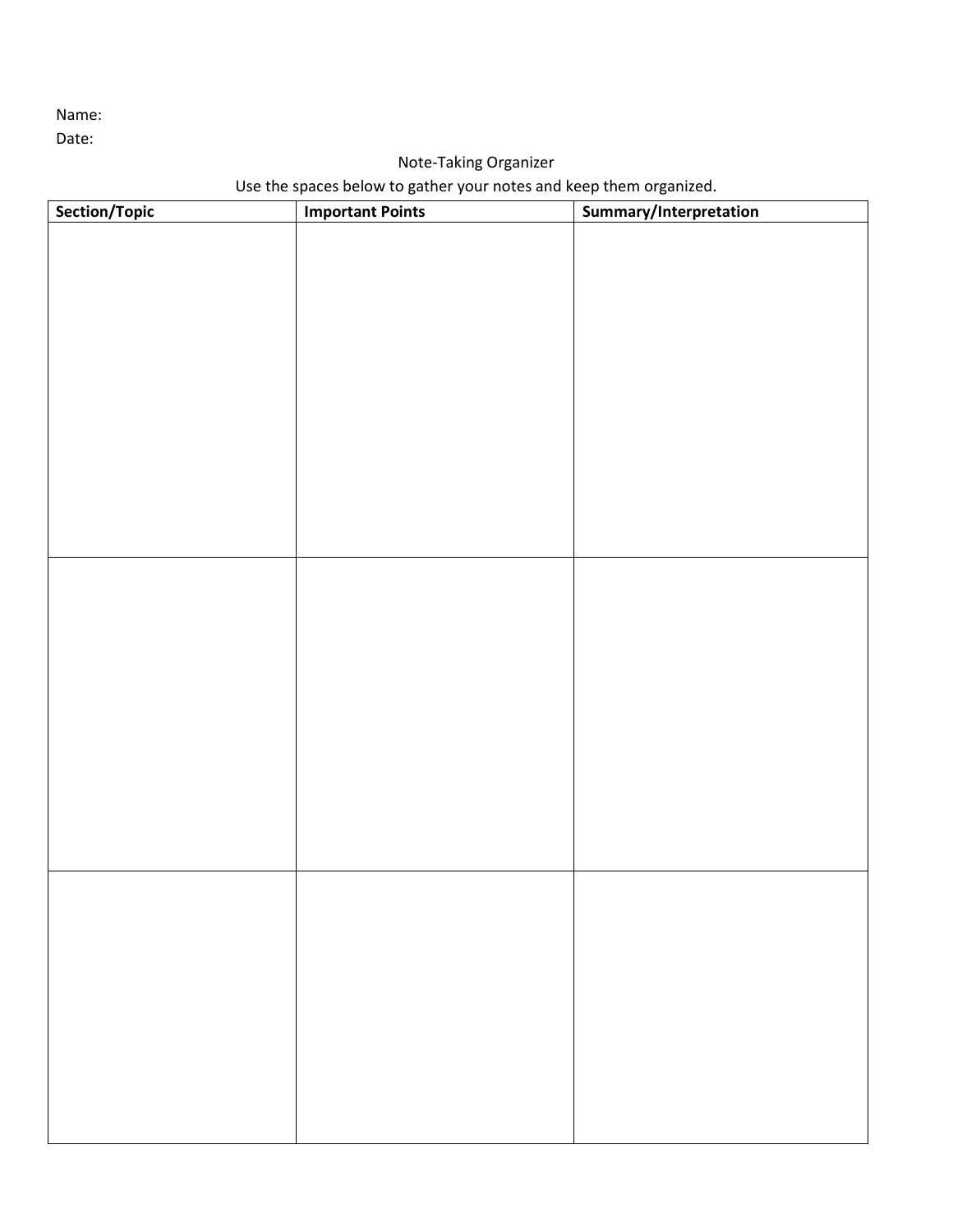Name:

Date:

Note-Taking Organizer

Use the spaces below to gather your notes and keep them organized.

| Section/Topic | Important Points | Summary/Interpretation |
| --- | --- | --- |
| | | |
| | | |
| | | |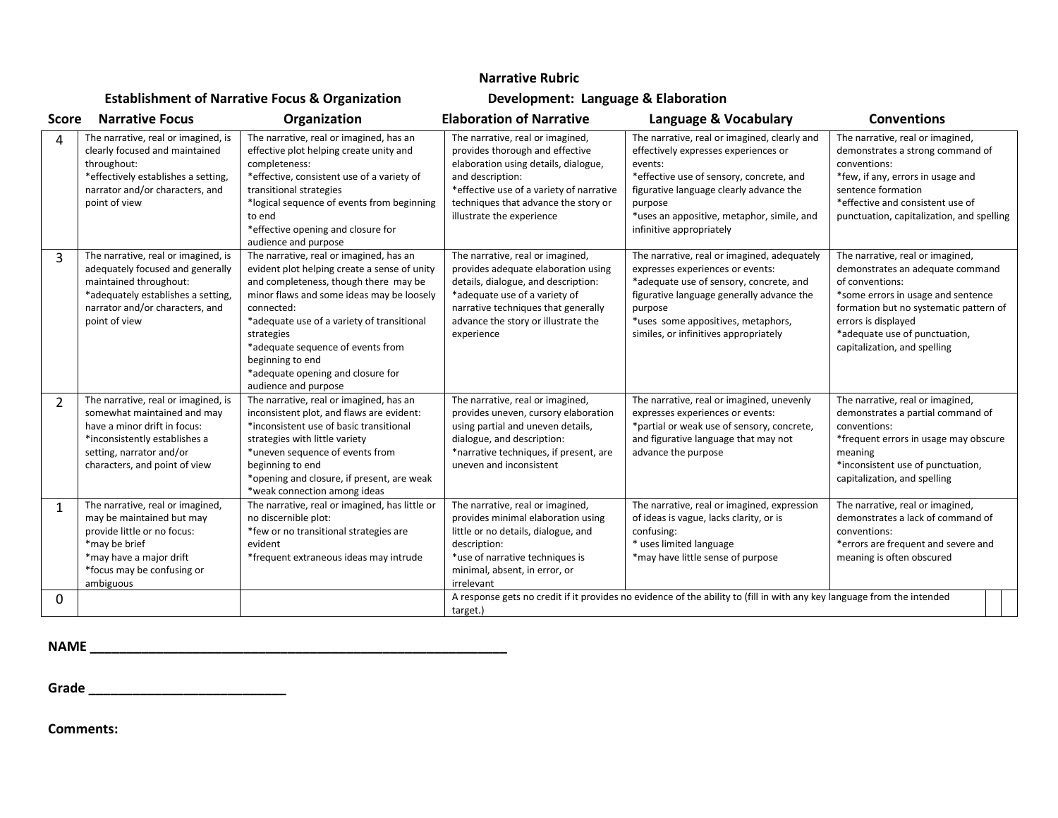# Narrative Rubric

| | Establishment of Narrative Focus & Organization | | Development: Language & Elaboration | | |
|---|---|---|---|---|---|
| **Score** | **Narrative Focus** | **Organization** | **Elaboration of Narrative** | **Language & Vocabulary** | **Conventions** |
| 4 | The narrative, real or imagined, is clearly focused and maintained throughout:<br>*effectively establishes a setting, narrator and/or characters, and point of view | The narrative, real or imagined, has an effective plot helping create unity and completeness:<br>*effective, consistent use of a variety of transitional strategies<br>*logical sequence of events from beginning to end<br>*effective opening and closure for audience and purpose | The narrative, real or imagined, provides thorough and effective elaboration using details, dialogue, and description:<br>*effective use of a variety of narrative techniques that advance the story or illustrate the experience | The narrative, real or imagined, clearly and effectively expresses experiences or events:<br>*effective use of sensory, concrete, and figurative language clearly advance the purpose<br>*uses an appositive, metaphor, simile, and infinitive appropriately | The narrative, real or imagined, demonstrates a strong command of conventions:<br>*few, if any, errors in usage and sentence formation<br>*effective and consistent use of punctuation, capitalization, and spelling |
| 3 | The narrative, real or imagined, is adequately focused and generally maintained throughout:<br>*adequately establishes a setting, narrator and/or characters, and point of view | The narrative, real or imagined, has an evident plot helping create a sense of unity and completeness, though there may be minor flaws and some ideas may be loosely connected:<br>*adequate use of a variety of transitional strategies<br>*adequate sequence of events from beginning to end<br>*adequate opening and closure for audience and purpose | The narrative, real or imagined, provides adequate elaboration using details, dialogue, and description:<br>*adequate use of a variety of narrative techniques that generally advance the story or illustrate the experience | The narrative, real or imagined, adequately expresses experiences or events:<br>*adequate use of sensory, concrete, and figurative language generally advance the purpose<br>*uses some appositives, metaphors, similes, or infinitives appropriately | The narrative, real or imagined, demonstrates an adequate command of conventions:<br>*some errors in usage and sentence formation but no systematic pattern of errors is displayed<br>*adequate use of punctuation, capitalization, and spelling |
| 2 | The narrative, real or imagined, is somewhat maintained and may have a minor drift in focus:<br>*inconsistently establishes a setting, narrator and/or characters, and point of view | The narrative, real or imagined, has an inconsistent plot, and flaws are evident:<br>*inconsistent use of basic transitional strategies with little variety<br>*uneven sequence of events from beginning to end<br>*opening and closure, if present, are weak<br>*weak connection among ideas | The narrative, real or imagined, provides uneven, cursory elaboration using partial and uneven details, dialogue, and description:<br>*narrative techniques, if present, are uneven and inconsistent | The narrative, real or imagined, unevenly expresses experiences or events:<br>*partial or weak use of sensory, concrete, and figurative language that may not advance the purpose | The narrative, real or imagined, demonstrates a partial command of conventions:<br>*frequent errors in usage may obscure meaning<br>*inconsistent use of punctuation, capitalization, and spelling |
| 1 | The narrative, real or imagined, may be maintained but may provide little or no focus:<br>*may be brief<br>*may have a major drift<br>*focus may be confusing or ambiguous | The narrative, real or imagined, has little or no discernible plot:<br>*few or no transitional strategies are evident<br>*frequent extraneous ideas may intrude | The narrative, real or imagined, provides minimal elaboration using little or no details, dialogue, and description:<br>*use of narrative techniques is minimal, absent, in error, or irrelevant | The narrative, real or imagined, expression of ideas is vague, lacks clarity, or is confusing:<br>* uses limited language<br>*may have little sense of purpose | The narrative, real or imagined, demonstrates a lack of command of conventions:<br>*errors are frequent and severe and meaning is often obscured |
| 0 | | | A response gets no credit if it provides no evidence of the ability to (fill in with any key language from the intended target.) | | |

**NAME** ____________________________________________________________

**Grade** ____________________________

**Comments:**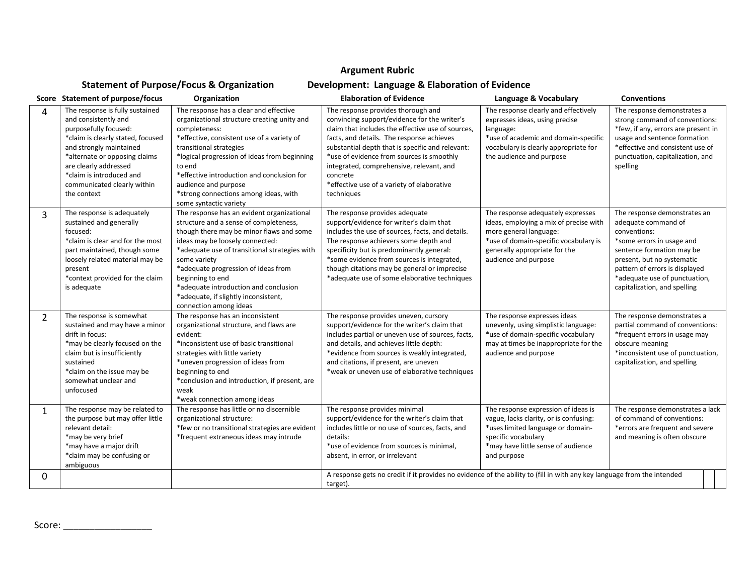# Argument Rubric

| | Statement of Purpose/Focus & Organization | | Development: Language & Elaboration of Evidence | | |
|---|---|---|---|---|---|
| **Score** | **Statement of purpose/focus** | **Organization** | **Elaboration of Evidence** | **Language & Vocabulary** | **Conventions** |
| 4 | The response is fully sustained and consistently and purposefully focused:<br>*claim is clearly stated, focused and strongly maintained<br>*alternate or opposing claims are clearly addressed<br>*claim is introduced and communicated clearly within the context | The response has a clear and effective organizational structure creating unity and completeness:<br>*effective, consistent use of a variety of transitional strategies<br>*logical progression of ideas from beginning to end<br>*effective introduction and conclusion for audience and purpose<br>*strong connections among ideas, with some syntactic variety | The response provides thorough and convincing support/evidence for the writer's claim that includes the effective use of sources, facts, and details. The response achieves substantial depth that is specific and relevant:<br>*use of evidence from sources is smoothly integrated, comprehensive, relevant, and concrete<br>*effective use of a variety of elaborative techniques | The response clearly and effectively expresses ideas, using precise language:<br>*use of academic and domain-specific vocabulary is clearly appropriate for the audience and purpose | The response demonstrates a strong command of conventions:<br>*few, if any, errors are present in usage and sentence formation<br>*effective and consistent use of punctuation, capitalization, and spelling |
| 3 | The response is adequately sustained and generally focused:<br>*claim is clear and for the most part maintained, though some loosely related material may be present<br>*context provided for the claim is adequate | The response has an evident organizational structure and a sense of completeness, though there may be minor flaws and some ideas may be loosely connected:<br>*adequate use of transitional strategies with some variety<br>*adequate progression of ideas from beginning to end<br>*adequate introduction and conclusion<br>*adequate, if slightly inconsistent, connection among ideas | The response provides adequate support/evidence for writer's claim that includes the use of sources, facts, and details. The response achievers some depth and specificity but is predominantly general:<br>*some evidence from sources is integrated, though citations may be general or imprecise<br>*adequate use of some elaborative techniques | The response adequately expresses ideas, employing a mix of precise with more general language:<br>*use of domain-specific vocabulary is generally appropriate for the audience and purpose | The response demonstrates an adequate command of conventions:<br>*some errors in usage and sentence formation may be present, but no systematic pattern of errors is displayed<br>*adequate use of punctuation, capitalization, and spelling |
| 2 | The response is somewhat sustained and may have a minor drift in focus:<br>*may be clearly focused on the claim but is insufficiently sustained<br>*claim on the issue may be somewhat unclear and unfocused | The response has an inconsistent organizational structure, and flaws are evident:<br>*inconsistent use of basic transitional strategies with little variety<br>*uneven progression of ideas from beginning to end<br>*conclusion and introduction, if present, are weak<br>*weak connection among ideas | The response provides uneven, cursory support/evidence for the writer's claim that includes partial or uneven use of sources, facts, and details, and achieves little depth:<br>*evidence from sources is weakly integrated, and citations, if present, are uneven<br>*weak or uneven use of elaborative techniques | The response expresses ideas unevenly, using simplistic language:<br>*use of domain-specific vocabulary may at times be inappropriate for the audience and purpose | The response demonstrates a partial command of conventions:<br>*frequent errors in usage may obscure meaning<br>*inconsistent use of punctuation, capitalization, and spelling |
| 1 | The response may be related to the purpose but may offer little relevant detail:<br>*may be very brief<br>*may have a major drift<br>*claim may be confusing or ambiguous | The response has little or no discernible organizational structure:<br>*few or no transitional strategies are evident<br>*frequent extraneous ideas may intrude | The response provides minimal support/evidence for the writer's claim that includes little or no use of sources, facts, and details:<br>*use of evidence from sources is minimal, absent, in error, or irrelevant | The response expression of ideas is vague, lacks clarity, or is confusing:<br>*uses limited language or domain-specific vocabulary<br>*may have little sense of audience and purpose | The response demonstrates a lack of command of conventions:<br>*errors are frequent and severe and meaning is often obscure |
| 0 | | | A response gets no credit if it provides no evidence of the ability to (fill in with any key language from the intended target). | | |

Score: ___________________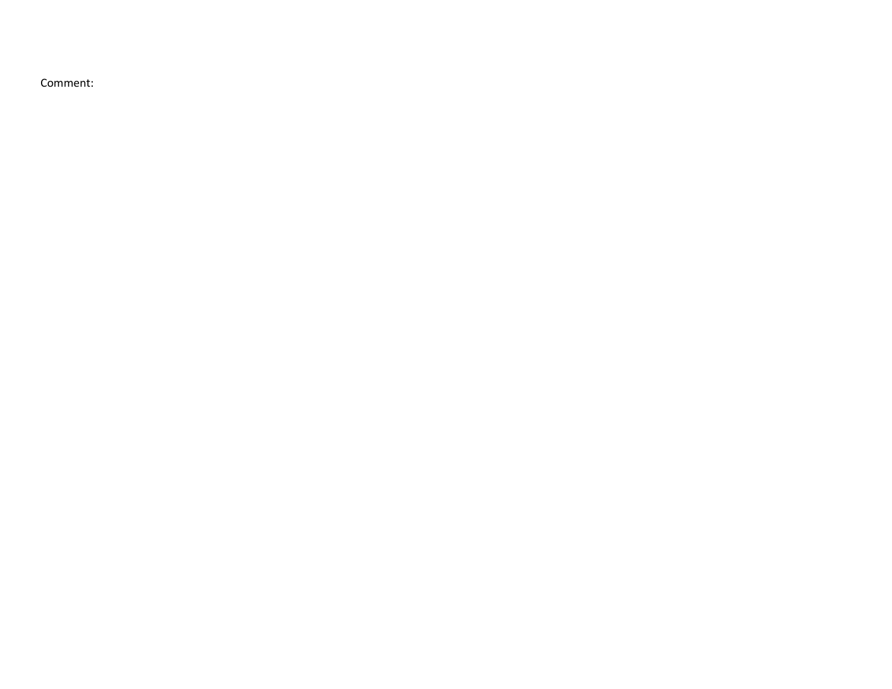Comment: